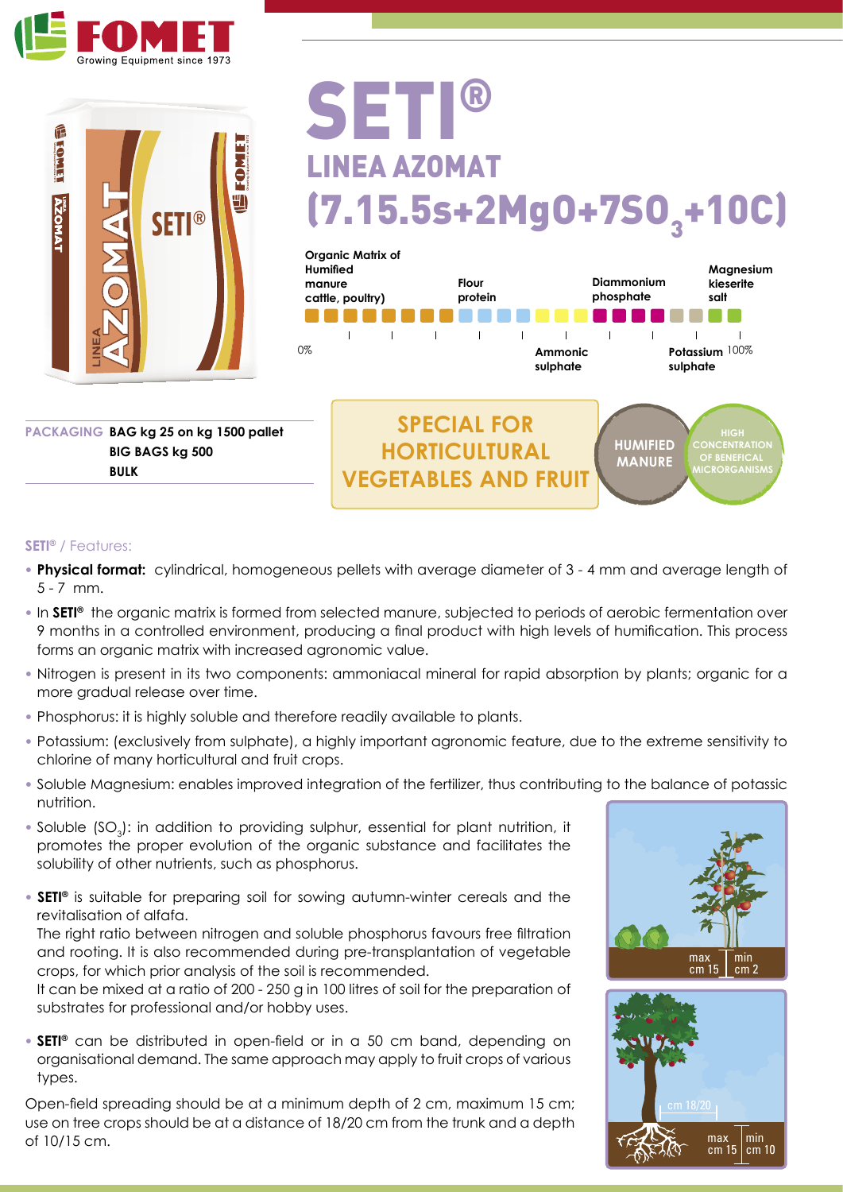# SETI®

## LINEA AZOMAT

## (7.15.5s+2MgO+7$SO_3$+10C)

Organic Matrix of Humified manure cattle, poultry — Flour protein — Ammonic sulphate — Diammonium phosphate — Potassium sulphate — Magnesium kieserite salt

0% — 100%

**PACKAGING** BAG kg 25 on kg 1500 pallet
BIG BAGS kg 500
BULK

**SPECIAL FOR HORTICULTURAL VEGETABLES AND FRUIT**

**HUMIFIED MANURE**

**HIGH CONCENTRATION OF BENEFICAL MICRORGANISMS**

**SETI®** / Features:

- **Physical format:** cylindrical, homogeneous pellets with average diameter of 3 - 4 mm and average length of 5 - 7 mm.
- In **SETI®** the organic matrix is formed from selected manure, subjected to periods of aerobic fermentation over 9 months in a controlled environment, producing a final product with high levels of humification. This process forms an organic matrix with increased agronomic value.
- Nitrogen is present in its two components: ammoniacal mineral for rapid absorption by plants; organic for a more gradual release over time.
- Phosphorus: it is highly soluble and therefore readily available to plants.
- Potassium: (exclusively from sulphate), a highly important agronomic feature, due to the extreme sensitivity to chlorine of many horticultural and fruit crops.
- Soluble Magnesium: enables improved integration of the fertilizer, thus contributing to the balance of potassic nutrition.
- Soluble ($SO_3$): in addition to providing sulphur, essential for plant nutrition, it promotes the proper evolution of the organic substance and facilitates the solubility of other nutrients, such as phosphorus.
- **SETI®** is suitable for preparing soil for sowing autumn-winter cereals and the revitalisation of alfafa.
  The right ratio between nitrogen and soluble phosphorus favours free filtration and rooting. It is also recommended during pre-transplantation of vegetable crops, for which prior analysis of the soil is recommended.
  It can be mixed at a ratio of 200 - 250 g in 100 litres of soil for the preparation of substrates for professional and/or hobby uses.
- **SETI®** can be distributed in open-field or in a 50 cm band, depending on organisational demand. The same approach may apply to fruit crops of various types.

Open-field spreading should be at a minimum depth of 2 cm, maximum 15 cm; use on tree crops should be at a distance of 18/20 cm from the trunk and a depth of 10/15 cm.

max cm 15 | min cm 2

cm 18/20 — max cm 15 | min cm 10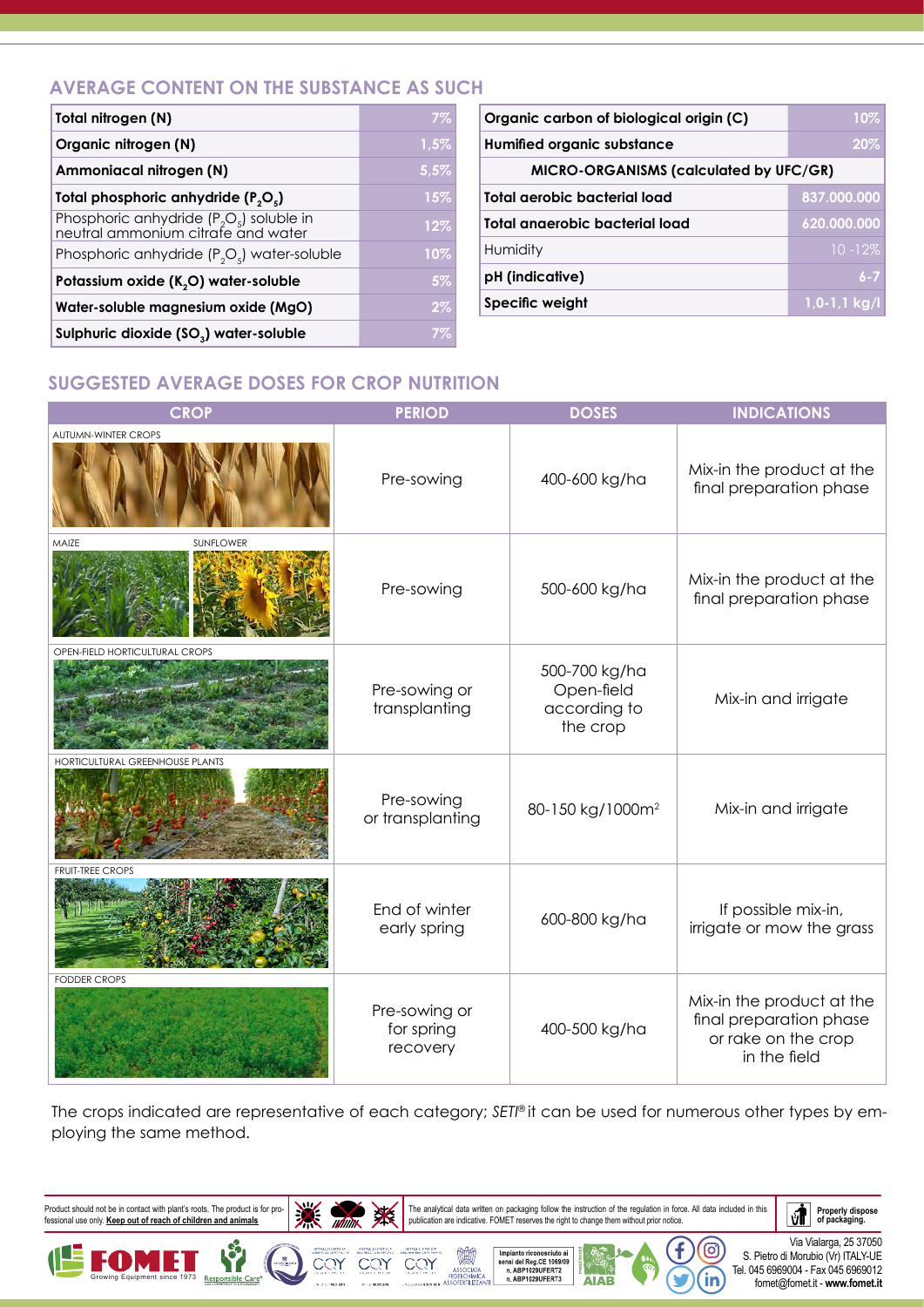## AVERAGE CONTENT ON THE SUBSTANCE AS SUCH

| | |
|---|---|
| **Total nitrogen (N)** | 7% |
| **Organic nitrogen (N)** | 1,5% |
| **Ammoniacal nitrogen (N)** | 5,5% |
| **Total phosphoric anhydride ($P_2O_5$)** | 15% |
| Phosphoric anhydride ($P_2O_5$) soluble in neutral ammonium citrate and water | 12% |
| Phosphoric anhydride ($P_2O_5$) water-soluble | 10% |
| **Potassium oxide ($K_2O$) water-soluble** | 5% |
| **Water-soluble magnesium oxide (MgO)** | 2% |
| **Sulphuric dioxide ($SO_3$) water-soluble** | 7% |

| | |
|---|---|
| **Organic carbon of biological origin (C)** | 10% |
| **Humified organic substance** | 20% |
| **MICRO-ORGANISMS (calculated by UFC/GR)** | |
| **Total aerobic bacterial load** | 837.000.000 |
| **Total anaerobic bacterial load** | 620.000.000 |
| Humidity | 10 -12% |
| **pH (indicative)** | 6-7 |
| **Specific weight** | 1,0-1,1 kg/l |

## SUGGESTED AVERAGE DOSES FOR CROP NUTRITION

| CROP | PERIOD | DOSES | INDICATIONS |
|---|---|---|---|
| AUTUMN-WINTER CROPS | Pre-sowing | 400-600 kg/ha | Mix-in the product at the final preparation phase |
| MAIZE / SUNFLOWER | Pre-sowing | 500-600 kg/ha | Mix-in the product at the final preparation phase |
| OPEN-FIELD HORTICULTURAL CROPS | Pre-sowing or transplanting | 500-700 kg/ha Open-field according to the crop | Mix-in and irrigate |
| HORTICULTURAL GREENHOUSE PLANTS | Pre-sowing or transplanting | 80-150 kg/1000m$^2$ | Mix-in and irrigate |
| FRUIT-TREE CROPS | End of winter early spring | 600-800 kg/ha | If possible mix-in, irrigate or mow the grass |
| FODDER CROPS | Pre-sowing or for spring recovery | 400-500 kg/ha | Mix-in the product at the final preparation phase or rake on the crop in the field |

The crops indicated are representative of each category; *SETI®* it can be used for numerous other types by employing the same method.

Product should not be in contact with plant's roots. The product is for professional use only. **Keep out of reach of children and animals**

The analytical data written on packaging follow the instruction of the regulation in force. All data included in this publication are indicative. FOMET reserves the right to change them without prior notice.

**Properly dispose of packaging.**

Impianto riconosciuto ai sensi del Reg.CE 1069/09 n. ABP1029UFERT2 n. ABP1029UFERT3

FOMET Growing Equipment since 1973

Via Vialarga, 25 37050
S. Pietro di Morubio (Vr) ITALY-UE
Tel. 045 6969004 - Fax 045 6969012
fomet@fomet.it - **www.fomet.it**